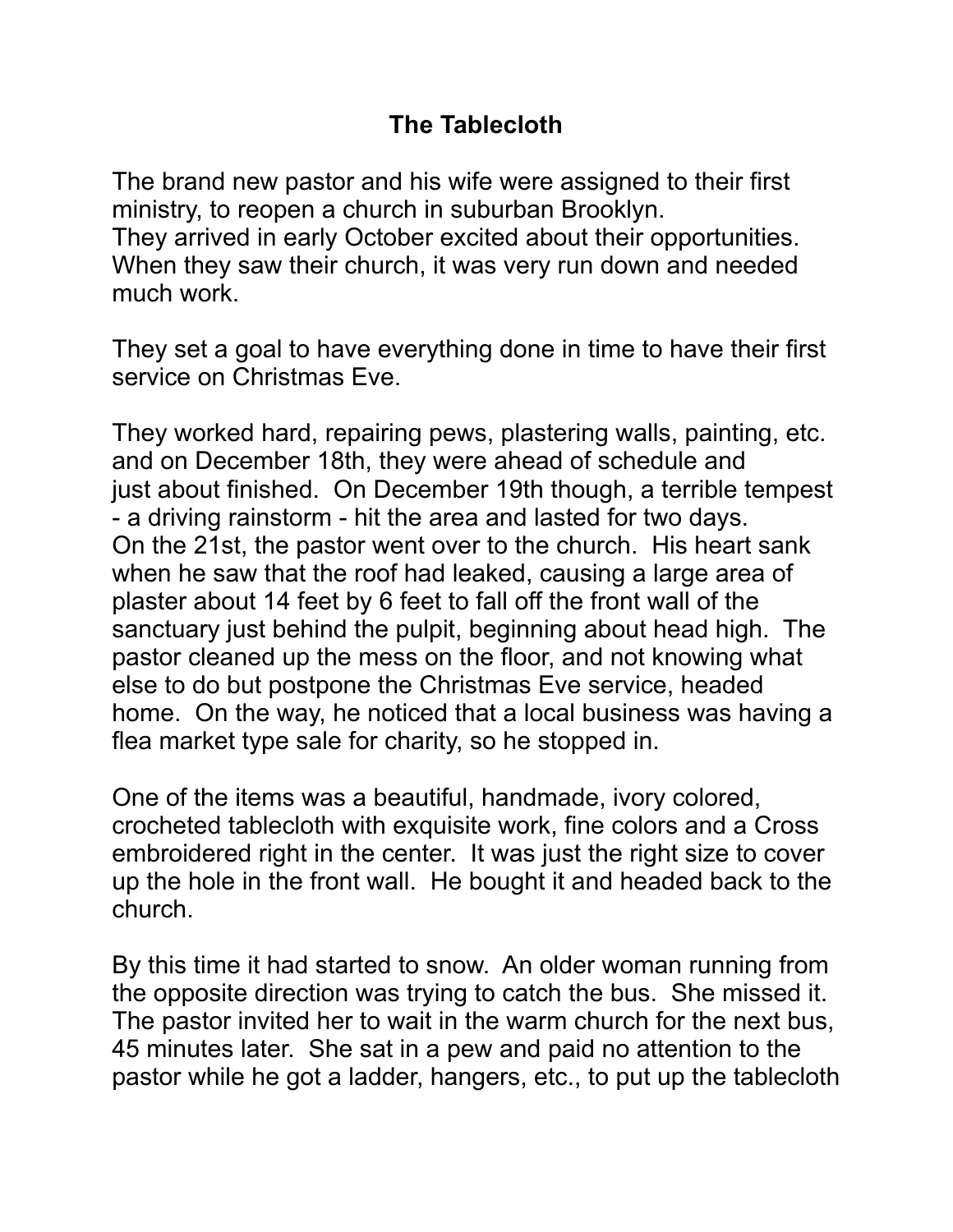# The Tablecloth

The brand new pastor and his wife were assigned to their first ministry, to reopen a church in suburban Brooklyn.
They arrived in early October excited about their opportunities.
When they saw their church, it was very run down and needed much work.

They set a goal to have everything done in time to have their first service on Christmas Eve.

They worked hard, repairing pews, plastering walls, painting, etc. and on December 18th, they were ahead of schedule and just about finished. On December 19th though, a terrible tempest - a driving rainstorm - hit the area and lasted for two days.
On the 21st, the pastor went over to the church. His heart sank when he saw that the roof had leaked, causing a large area of plaster about 14 feet by 6 feet to fall off the front wall of the sanctuary just behind the pulpit, beginning about head high. The pastor cleaned up the mess on the floor, and not knowing what else to do but postpone the Christmas Eve service, headed home. On the way, he noticed that a local business was having a flea market type sale for charity, so he stopped in.

One of the items was a beautiful, handmade, ivory colored, crocheted tablecloth with exquisite work, fine colors and a Cross embroidered right in the center. It was just the right size to cover up the hole in the front wall. He bought it and headed back to the church.

By this time it had started to snow. An older woman running from the opposite direction was trying to catch the bus. She missed it. The pastor invited her to wait in the warm church for the next bus, 45 minutes later. She sat in a pew and paid no attention to the pastor while he got a ladder, hangers, etc., to put up the tablecloth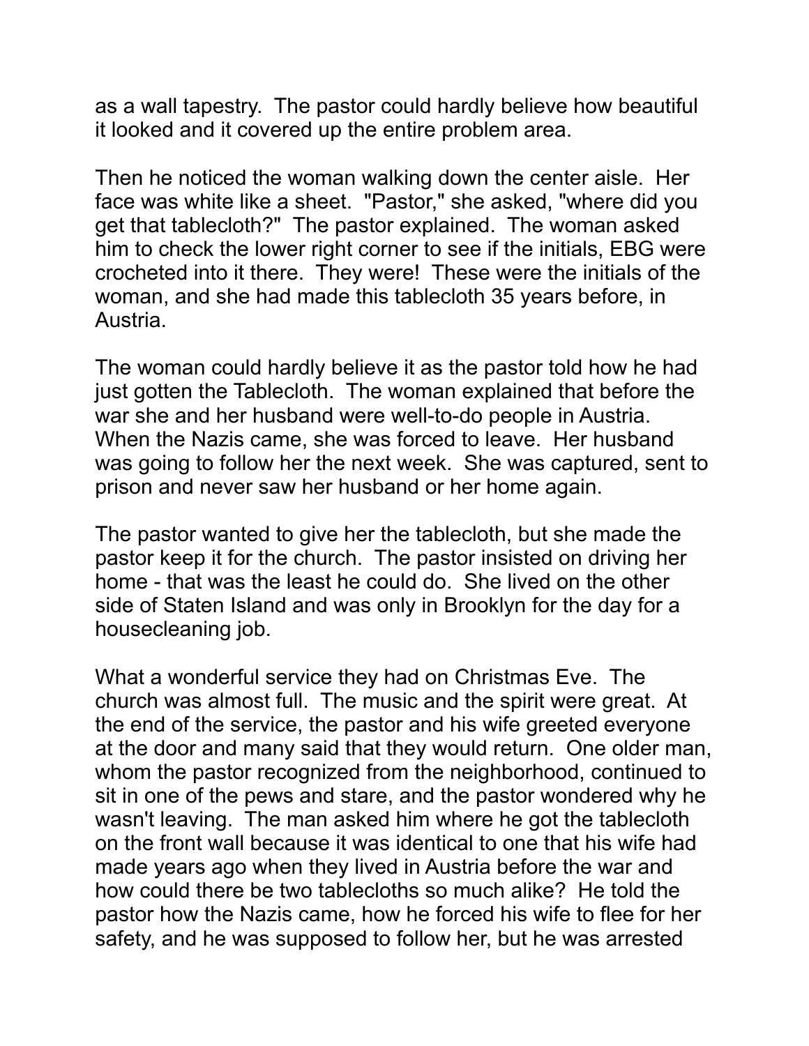as a wall tapestry. The pastor could hardly believe how beautiful it looked and it covered up the entire problem area.

Then he noticed the woman walking down the center aisle. Her face was white like a sheet. "Pastor," she asked, "where did you get that tablecloth?" The pastor explained. The woman asked him to check the lower right corner to see if the initials, EBG were crocheted into it there. They were! These were the initials of the woman, and she had made this tablecloth 35 years before, in Austria.

The woman could hardly believe it as the pastor told how he had just gotten the Tablecloth. The woman explained that before the war she and her husband were well-to-do people in Austria. When the Nazis came, she was forced to leave. Her husband was going to follow her the next week. She was captured, sent to prison and never saw her husband or her home again.

The pastor wanted to give her the tablecloth, but she made the pastor keep it for the church. The pastor insisted on driving her home - that was the least he could do. She lived on the other side of Staten Island and was only in Brooklyn for the day for a housecleaning job.

What a wonderful service they had on Christmas Eve. The church was almost full. The music and the spirit were great. At the end of the service, the pastor and his wife greeted everyone at the door and many said that they would return. One older man, whom the pastor recognized from the neighborhood, continued to sit in one of the pews and stare, and the pastor wondered why he wasn't leaving. The man asked him where he got the tablecloth on the front wall because it was identical to one that his wife had made years ago when they lived in Austria before the war and how could there be two tablecloths so much alike? He told the pastor how the Nazis came, how he forced his wife to flee for her safety, and he was supposed to follow her, but he was arrested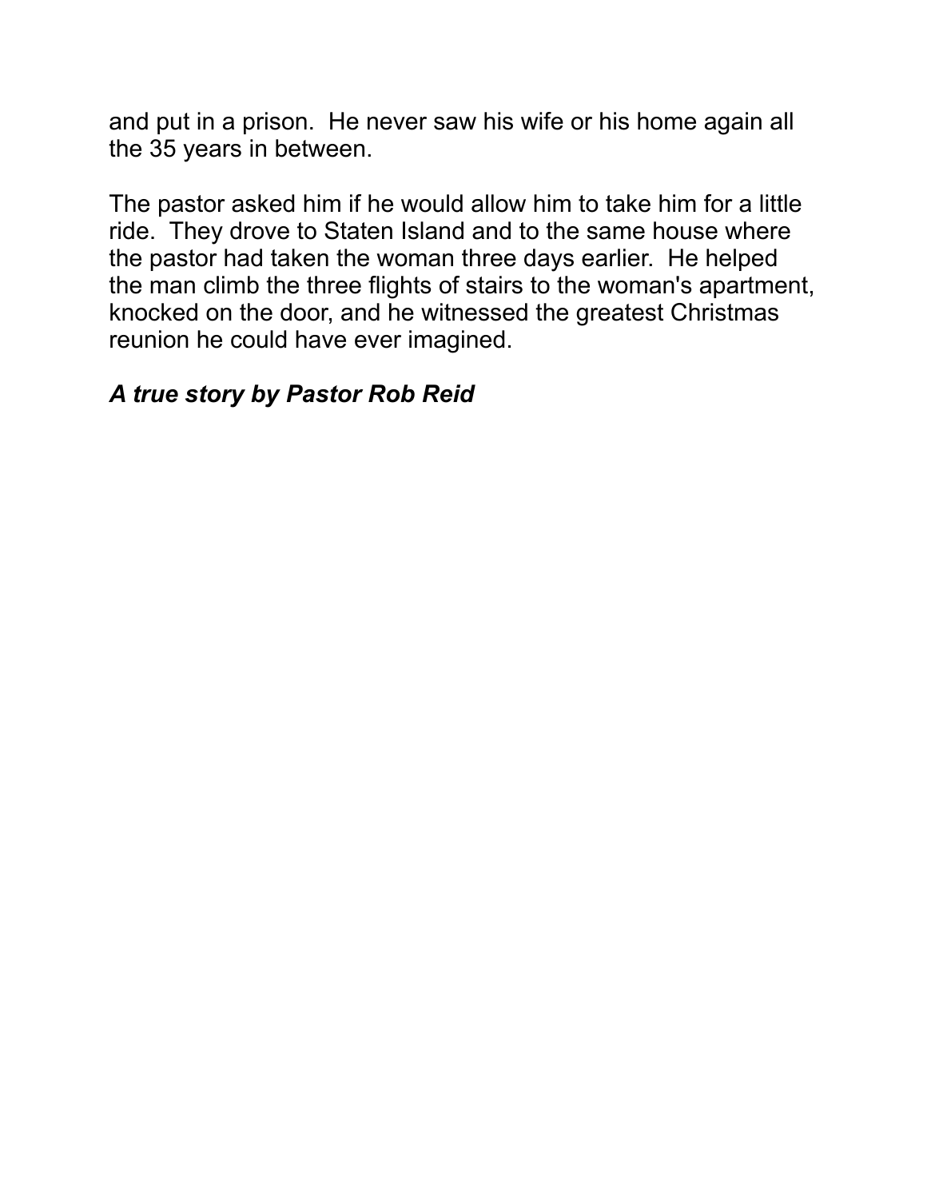and put in a prison.  He never saw his wife or his home again all the 35 years in between.

The pastor asked him if he would allow him to take him for a little ride.  They drove to Staten Island and to the same house where the pastor had taken the woman three days earlier.  He helped the man climb the three flights of stairs to the woman's apartment, knocked on the door, and he witnessed the greatest Christmas reunion he could have ever imagined.

***A true story by Pastor Rob Reid***